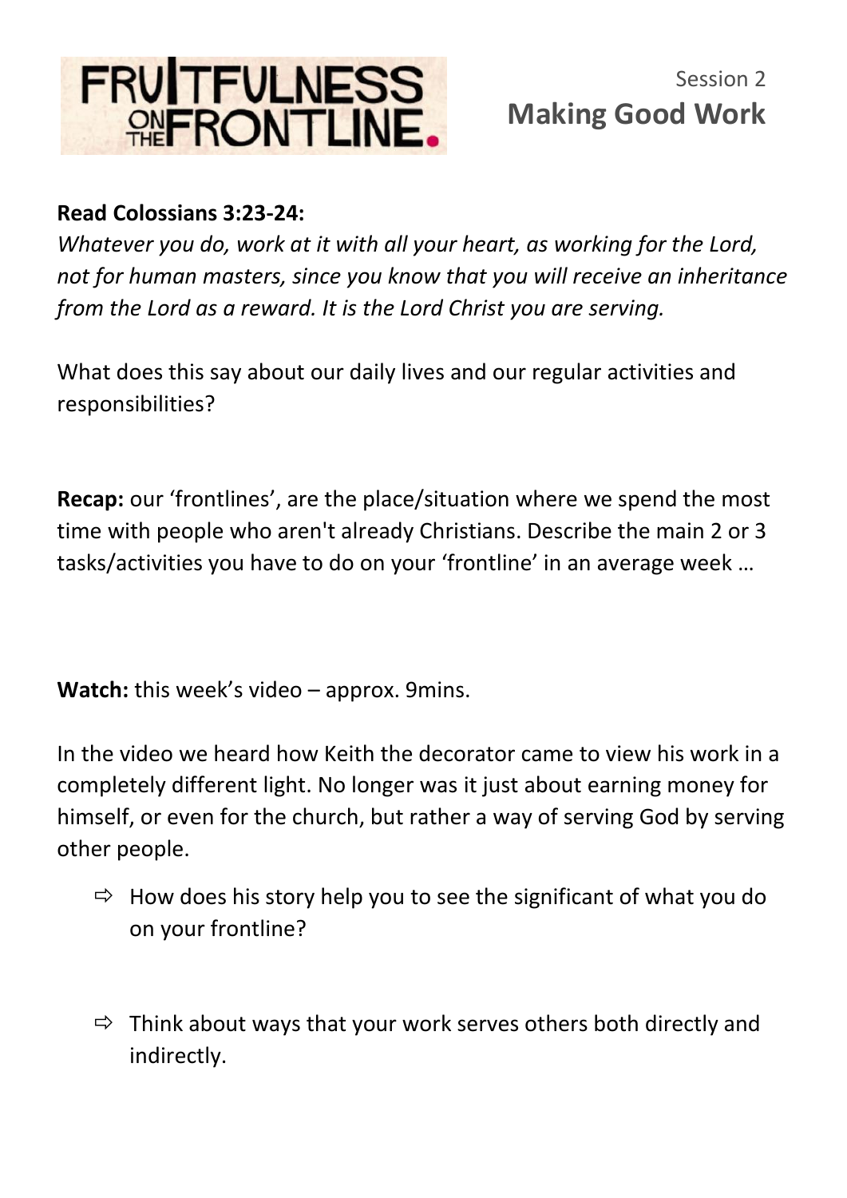# FRUITFULNESS ON THE FRONTLINE.

Session 2

## Making Good Work

**Read Colossians 3:23-24:**

*Whatever you do, work at it with all your heart, as working for the Lord, not for human masters, since you know that you will receive an inheritance from the Lord as a reward. It is the Lord Christ you are serving.*

What does this say about our daily lives and our regular activities and responsibilities?

**Recap:** our 'frontlines', are the place/situation where we spend the most time with people who aren't already Christians. Describe the main 2 or 3 tasks/activities you have to do on your 'frontline' in an average week …

**Watch:** this week's video – approx. 9mins.

In the video we heard how Keith the decorator came to view his work in a completely different light. No longer was it just about earning money for himself, or even for the church, but rather a way of serving God by serving other people.

- ⇨ How does his story help you to see the significant of what you do on your frontline?
- ⇨ Think about ways that your work serves others both directly and indirectly.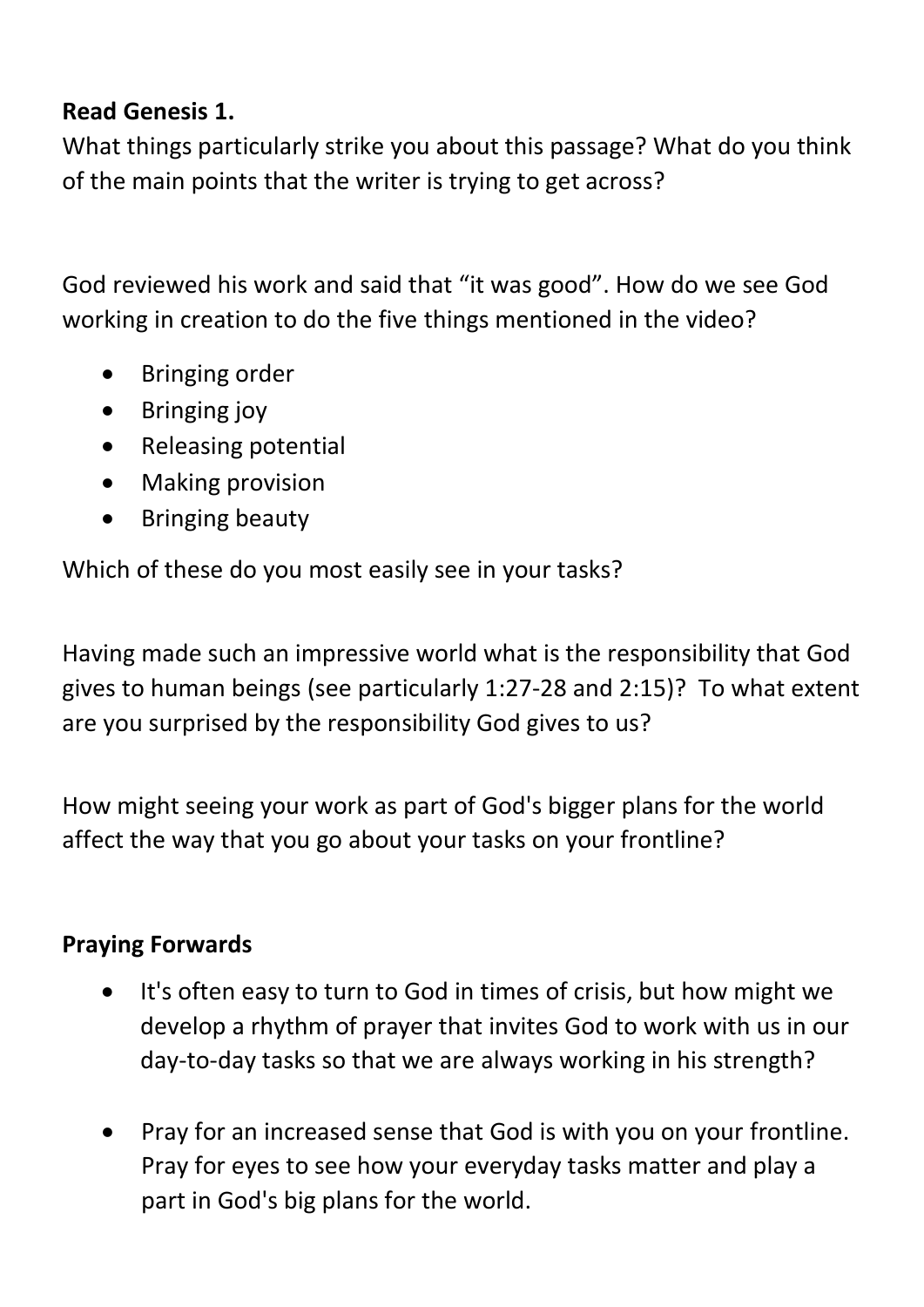**Read Genesis 1.**

What things particularly strike you about this passage? What do you think of the main points that the writer is trying to get across?

God reviewed his work and said that "it was good". How do we see God working in creation to do the five things mentioned in the video?

- Bringing order
- Bringing joy
- Releasing potential
- Making provision
- Bringing beauty

Which of these do you most easily see in your tasks?

Having made such an impressive world what is the responsibility that God gives to human beings (see particularly 1:27-28 and 2:15)? To what extent are you surprised by the responsibility God gives to us?

How might seeing your work as part of God's bigger plans for the world affect the way that you go about your tasks on your frontline?

**Praying Forwards**

- It's often easy to turn to God in times of crisis, but how might we develop a rhythm of prayer that invites God to work with us in our day-to-day tasks so that we are always working in his strength?

- Pray for an increased sense that God is with you on your frontline. Pray for eyes to see how your everyday tasks matter and play a part in God's big plans for the world.